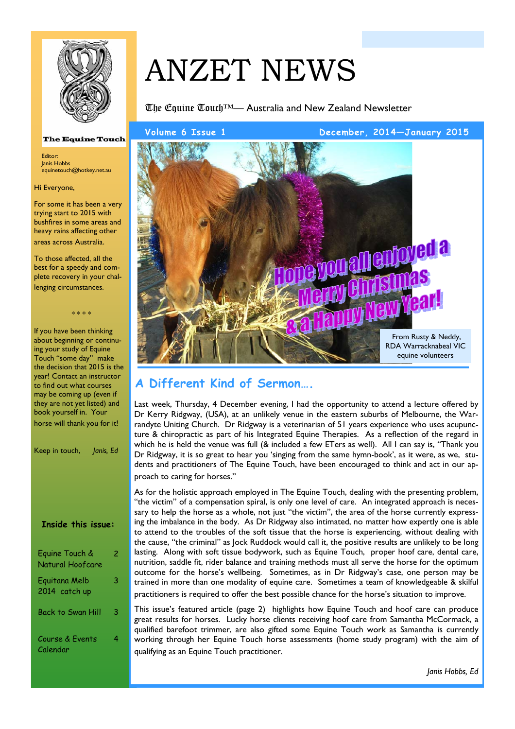# ANZET NEWS

The Equine Touch™— Australia and New Zealand Newsletter

Volume 6 Issue 1 — December, 2014—January 2015

The Equine Touch

Editor:
Janis Hobbs
equinetouch@hotkey.net.au

Hi Everyone,

For some it has been a very trying start to 2015 with bushfires in some areas and heavy rains affecting other areas across Australia.

To those affected, all the best for a speedy and complete recovery in your challenging circumstances.

\* \* \* \*

If you have been thinking about beginning or continuing your study of Equine Touch "some day" make the decision that 2015 is the year! Contact an instructor to find out what courses may be coming up (even if they are not yet listed) and book yourself in. Your horse will thank you for it!

Keep in touch, *Janis, Ed*

**Inside this issue:**

| | |
|---|---|
| Equine Touch & Natural Hoofcare | 2 |
| Equitana Melb 2014 catch up | 3 |
| Back to Swan Hill | 3 |
| Course & Events Calendar | 4 |

Hope you all enjoyed a Merry Christmas & a Happy New Year!

From Rusty & Neddy, RDA Warracknabeal VIC equine volunteers

## A Different Kind of Sermon….

Last week, Thursday, 4 December evening, I had the opportunity to attend a lecture offered by Dr Kerry Ridgway, (USA), at an unlikely venue in the eastern suburbs of Melbourne, the Warrandyte Uniting Church. Dr Ridgway is a veterinarian of 51 years experience who uses acupuncture & chiropractic as part of his Integrated Equine Therapies. As a reflection of the regard in which he is held the venue was full (& included a few ETers as well). All I can say is, "Thank you Dr Ridgway, it is so great to hear you 'singing from the same hymn-book', as it were, as we, students and practitioners of The Equine Touch, have been encouraged to think and act in our approach to caring for horses."

As for the holistic approach employed in The Equine Touch, dealing with the presenting problem, "the victim" of a compensation spiral, is only one level of care. An integrated approach is necessary to help the horse as a whole, not just "the victim", the area of the horse currently expressing the imbalance in the body. As Dr Ridgway also intimated, no matter how expertly one is able to attend to the troubles of the soft tissue that the horse is experiencing, without dealing with the cause, "the criminal" as Jock Ruddock would call it, the positive results are unlikely to be long lasting. Along with soft tissue bodywork, such as Equine Touch, proper hoof care, dental care, nutrition, saddle fit, rider balance and training methods must all serve the horse for the optimum outcome for the horse's wellbeing. Sometimes, as in Dr Ridgway's case, one person may be trained in more than one modality of equine care. Sometimes a team of knowledgeable & skilful practitioners is required to offer the best possible chance for the horse's situation to improve.

This issue's featured article (page 2) highlights how Equine Touch and hoof care can produce great results for horses. Lucky horse clients receiving hoof care from Samantha McCormack, a qualified barefoot trimmer, are also gifted some Equine Touch work as Samantha is currently working through her Equine Touch horse assessments (home study program) with the aim of qualifying as an Equine Touch practitioner.

*Janis Hobbs, Ed*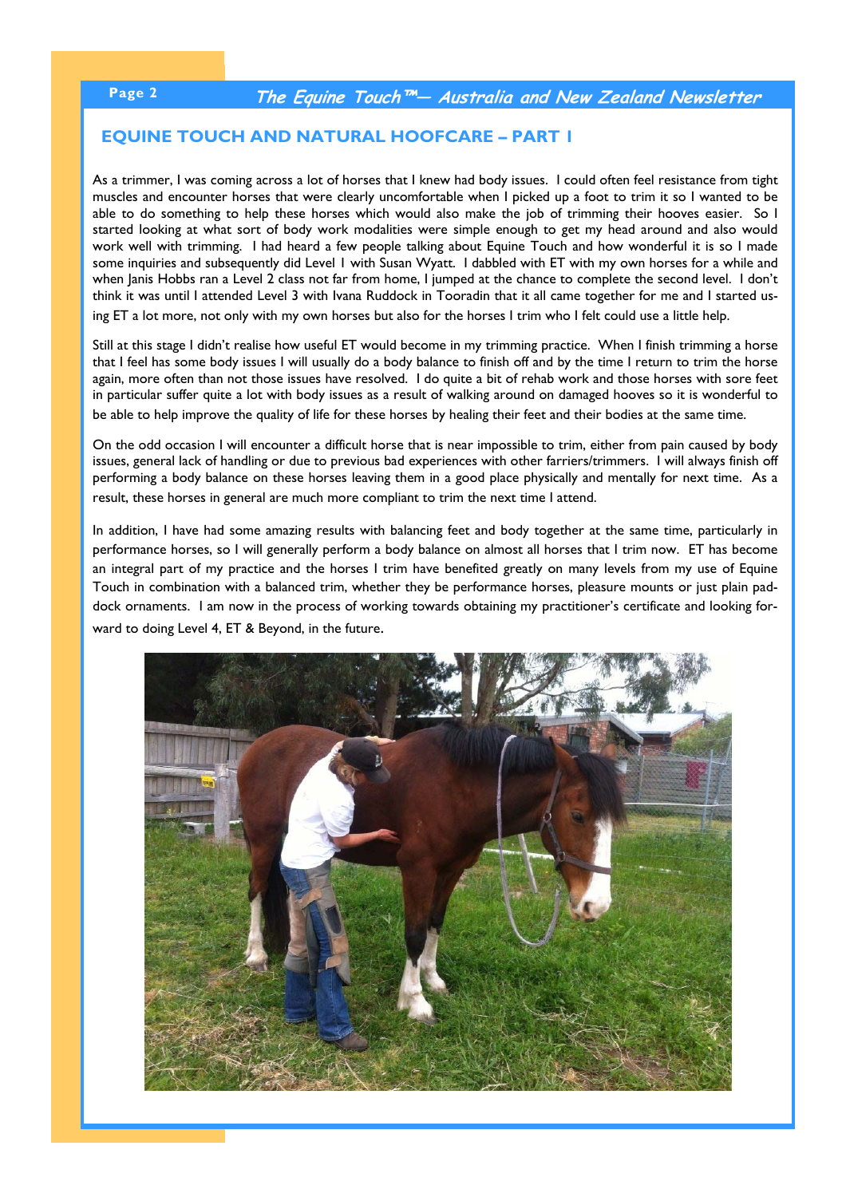## EQUINE TOUCH AND NATURAL HOOFCARE – PART 1

As a trimmer, I was coming across a lot of horses that I knew had body issues. I could often feel resistance from tight muscles and encounter horses that were clearly uncomfortable when I picked up a foot to trim it so I wanted to be able to do something to help these horses which would also make the job of trimming their hooves easier. So I started looking at what sort of body work modalities were simple enough to get my head around and also would work well with trimming. I had heard a few people talking about Equine Touch and how wonderful it is so I made some inquiries and subsequently did Level 1 with Susan Wyatt. I dabbled with ET with my own horses for a while and when Janis Hobbs ran a Level 2 class not far from home, I jumped at the chance to complete the second level. I don't think it was until I attended Level 3 with Ivana Ruddock in Tooradin that it all came together for me and I started using ET a lot more, not only with my own horses but also for the horses I trim who I felt could use a little help.

Still at this stage I didn't realise how useful ET would become in my trimming practice. When I finish trimming a horse that I feel has some body issues I will usually do a body balance to finish off and by the time I return to trim the horse again, more often than not those issues have resolved. I do quite a bit of rehab work and those horses with sore feet in particular suffer quite a lot with body issues as a result of walking around on damaged hooves so it is wonderful to be able to help improve the quality of life for these horses by healing their feet and their bodies at the same time.

On the odd occasion I will encounter a difficult horse that is near impossible to trim, either from pain caused by body issues, general lack of handling or due to previous bad experiences with other farriers/trimmers. I will always finish off performing a body balance on these horses leaving them in a good place physically and mentally for next time. As a result, these horses in general are much more compliant to trim the next time I attend.

In addition, I have had some amazing results with balancing feet and body together at the same time, particularly in performance horses, so I will generally perform a body balance on almost all horses that I trim now. ET has become an integral part of my practice and the horses I trim have benefited greatly on many levels from my use of Equine Touch in combination with a balanced trim, whether they be performance horses, pleasure mounts or just plain paddock ornaments. I am now in the process of working towards obtaining my practitioner's certificate and looking forward to doing Level 4, ET & Beyond, in the future.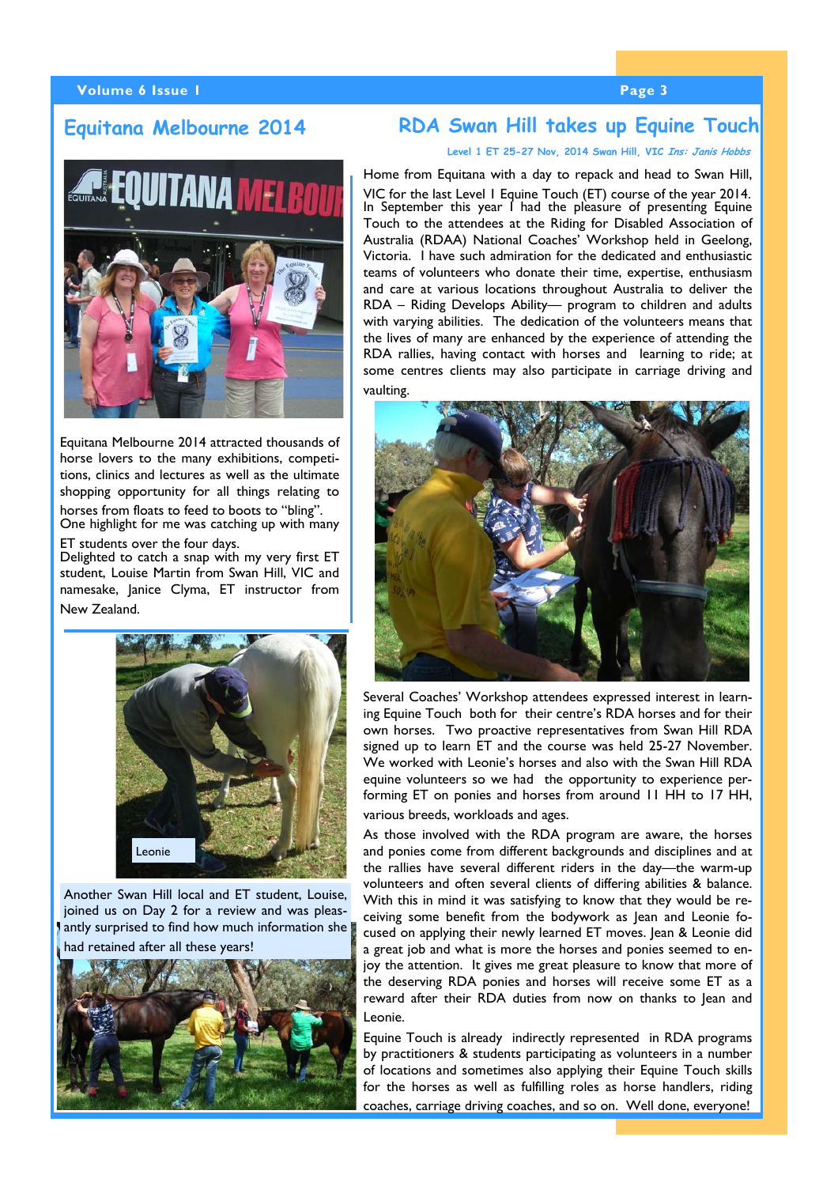## Equitana Melbourne 2014

Equitana Melbourne 2014 attracted thousands of horse lovers to the many exhibitions, competitions, clinics and lectures as well as the ultimate shopping opportunity for all things relating to horses from floats to feed to boots to "bling". One highlight for me was catching up with many ET students over the four days.
Delighted to catch a snap with my very first ET student, Louise Martin from Swan Hill, VIC and namesake, Janice Clyma, ET instructor from New Zealand.

Leonie

Another Swan Hill local and ET student, Louise, joined us on Day 2 for a review and was pleasantly surprised to find how much information she had retained after all these years!

## RDA Swan Hill takes up Equine Touch

*Level 1 ET 25-27 Nov, 2014 Swan Hill, VIC Ins: Janis Hobbs*

Home from Equitana with a day to repack and head to Swan Hill, VIC for the last Level I Equine Touch (ET) course of the year 2014. In September this year I had the pleasure of presenting Equine Touch to the attendees at the Riding for Disabled Association of Australia (RDAA) National Coaches' Workshop held in Geelong, Victoria. I have such admiration for the dedicated and enthusiastic teams of volunteers who donate their time, expertise, enthusiasm and care at various locations throughout Australia to deliver the RDA – Riding Develops Ability— program to children and adults with varying abilities. The dedication of the volunteers means that the lives of many are enhanced by the experience of attending the RDA rallies, having contact with horses and learning to ride; at some centres clients may also participate in carriage driving and vaulting.

Several Coaches' Workshop attendees expressed interest in learning Equine Touch both for their centre's RDA horses and for their own horses. Two proactive representatives from Swan Hill RDA signed up to learn ET and the course was held 25-27 November. We worked with Leonie's horses and also with the Swan Hill RDA equine volunteers so we had the opportunity to experience performing ET on ponies and horses from around 11 HH to 17 HH, various breeds, workloads and ages.

As those involved with the RDA program are aware, the horses and ponies come from different backgrounds and disciplines and at the rallies have several different riders in the day—the warm-up volunteers and often several clients of differing abilities & balance. With this in mind it was satisfying to know that they would be receiving some benefit from the bodywork as Jean and Leonie focused on applying their newly learned ET moves. Jean & Leonie did a great job and what is more the horses and ponies seemed to enjoy the attention. It gives me great pleasure to know that more of the deserving RDA ponies and horses will receive some ET as a reward after their RDA duties from now on thanks to Jean and Leonie.

Equine Touch is already indirectly represented in RDA programs by practitioners & students participating as volunteers in a number of locations and sometimes also applying their Equine Touch skills for the horses as well as fulfilling roles as horse handlers, riding coaches, carriage driving coaches, and so on. Well done, everyone!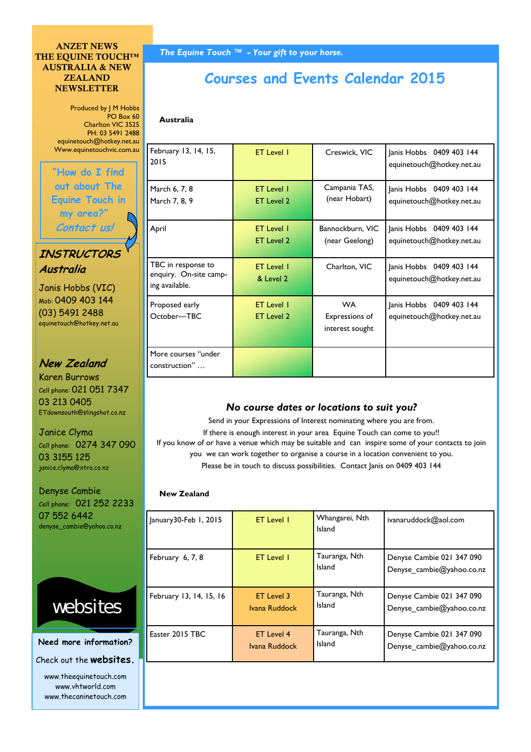# ANZET NEWS THE EQUINE TOUCH™ AUSTRALIA & NEW ZEALAND NEWSLETTER

Produced by J M Hobbs
PO Box 60
Charlton VIC 3525
PH: 03 5491 2488
equinetouch@hotkey.net.au
Www.equinetouchvic.com.au

"How do I find out about The Equine Touch in my area?" *Contact us!*

## INSTRUCTORS

### Australia

Janis Hobbs (VIC)
Mob: 0409 403 144
(03) 5491 2488
equinetouch@hotkey.net.au

### New Zealand

Karen Burrows
Cell phone: 021 051 7347
03 213 0405
ETdownsouth@slingshot.co.nz

Janice Clyma
Cell phone: 0274 347 090
03 3155 125
janice.clyma@xtra.co.nz

Denyse Cambie
Cell phone: 021 252 2233
07 552 6442
denyse_cambie@yahoo.co.nz

websites

**Need more information?**

Check out the **websites.**

www.theequinetouch.com
www.vhtworld.com
www.thecaninetouch.com

*The Equine Touch ™ - Your gift to your horse.*

## Courses and Events Calendar 2015

**Australia**

| | | | |
|---|---|---|---|
| February 13, 14, 15, 2015 | ET Level I | Creswick, VIC | Janis Hobbs 0409 403 144 equinetouch@hotkey.net.au |
| March 6, 7, 8<br>March 7, 8, 9 | ET Level I<br>ET Level 2 | Campania TAS, (near Hobart) | Janis Hobbs 0409 403 144 equinetouch@hotkey.net.au |
| April | ET Level I<br>ET Level 2 | Bannockburn, VIC (near Geelong) | Janis Hobbs 0409 403 144 equinetouch@hotkey.net.au |
| TBC in response to enquiry. On-site camping available. | ET Level I & Level 2 | Charlton, VIC | Janis Hobbs 0409 403 144 equinetouch@hotkey.net.au |
| Proposed early October—TBC | ET Level I<br>ET Level 2 | WA Expressions of interest sought | Janis Hobbs 0409 403 144 equinetouch@hotkey.net.au |
| More courses "under construction" … | | | |

### *No course dates or locations to suit you?*

Send in your Expressions of Interest nominating where you are from.
If there is enough interest in your area Equine Touch can come to you!!
If you know of or have a venue which may be suitable and can inspire some of your contacts to join you we can work together to organise a course in a location convenient to you.
Please be in touch to discuss possibilities. Contact Janis on 0409 403 144

**New Zealand**

| | | | |
|---|---|---|---|
| January30-Feb 1, 2015 | ET Level I | Whangarei, Nth Island | ivanaruddock@aol.com |
| February 6, 7, 8 | ET Level I | Tauranga, Nth Island | Denyse Cambie 021 347 090 Denyse_cambie@yahoo.co.nz |
| February 13, 14, 15, 16 | ET Level 3<br>Ivana Ruddock | Tauranga, Nth Island | Denyse Cambie 021 347 090 Denyse_cambie@yahoo.co.nz |
| Easter 2015 TBC | ET Level 4<br>Ivana Ruddock | Tauranga, Nth Island | Denyse Cambie 021 347 090 Denyse_cambie@yahoo.co.nz |